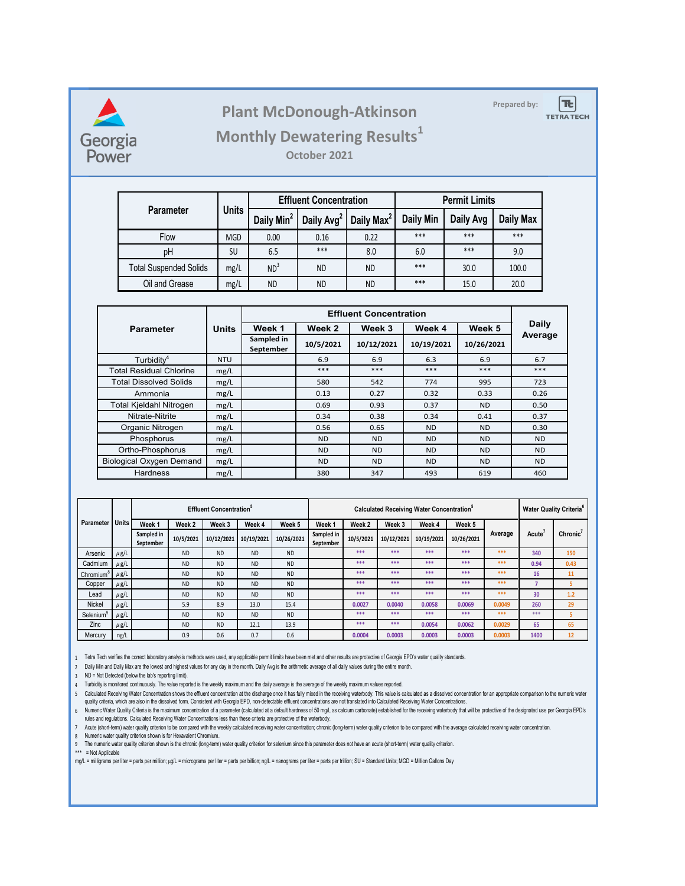Georgia Power

# Plant McDonough-Atkinson

## Monthly Dewatering Results[1]

### October 2021

Prepared by: TETRA TECH

| Parameter | Units | Effluent Concentration | | | Permit Limits | | |
|---|---|---|---|---|---|---|---|
| | | Daily Min[2] | Daily Avg[2] | Daily Max[2] | Daily Min | Daily Avg | Daily Max |
| Flow | MGD | 0.00 | 0.16 | 0.22 | *** | *** | *** |
| pH | SU | 6.5 | *** | 8.0 | 6.0 | *** | 9.0 |
| Total Suspended Solids | mg/L | ND[3] | ND | ND | *** | 30.0 | 100.0 |
| Oil and Grease | mg/L | ND | ND | ND | *** | 15.0 | 20.0 |

| Parameter | Units | Effluent Concentration | | | | | Daily Average |
|---|---|---|---|---|---|---|---|
| | | Week 1 | Week 2 | Week 3 | Week 4 | Week 5 | |
| | | Sampled in September | 10/5/2021 | 10/12/2021 | 10/19/2021 | 10/26/2021 | |
| Turbidity[4] | NTU | | 6.9 | 6.9 | 6.3 | 6.9 | 6.7 |
| Total Residual Chlorine | mg/L | | *** | *** | *** | *** | *** |
| Total Dissolved Solids | mg/L | | 580 | 542 | 774 | 995 | 723 |
| Ammonia | mg/L | | 0.13 | 0.27 | 0.32 | 0.33 | 0.26 |
| Total Kjeldahl Nitrogen | mg/L | | 0.69 | 0.93 | 0.37 | ND | 0.50 |
| Nitrate-Nitrite | mg/L | | 0.34 | 0.38 | 0.34 | 0.41 | 0.37 |
| Organic Nitrogen | mg/L | | 0.56 | 0.65 | ND | ND | 0.30 |
| Phosphorus | mg/L | | ND | ND | ND | ND | ND |
| Ortho-Phosphorus | mg/L | | ND | ND | ND | ND | ND |
| Biological Oxygen Demand | mg/L | | ND | ND | ND | ND | ND |
| Hardness | mg/L | | 380 | 347 | 493 | 619 | 460 |

| Parameter | Units | Effluent Concentration[5] | | | | | Calculated Receiving Water Concentration[5] | | | | | | Water Quality Criteria[6] | |
|---|---|---|---|---|---|---|---|---|---|---|---|---|---|---|
| | | Week 1 | Week 2 | Week 3 | Week 4 | Week 5 | Week 1 | Week 2 | Week 3 | Week 4 | Week 5 | Average | Acute[7] | Chronic[7] |
| | | Sampled in September | 10/5/2021 | 10/12/2021 | 10/19/2021 | 10/26/2021 | Sampled in September | 10/5/2021 | 10/12/2021 | 10/19/2021 | 10/26/2021 | | | |
| Arsenic | µg/L | | ND | ND | ND | ND | | *** | *** | *** | *** | *** | 340 | 150 |
| Cadmium | µg/L | | ND | ND | ND | ND | | *** | *** | *** | *** | *** | 0.94 | 0.43 |
| Chromium[8] | µg/L | | ND | ND | ND | ND | | *** | *** | *** | *** | *** | 16 | 11 |
| Copper | µg/L | | ND | ND | ND | ND | | *** | *** | *** | *** | *** | 7 | 5 |
| Lead | µg/L | | ND | ND | ND | ND | | *** | *** | *** | *** | *** | 30 | 1.2 |
| Nickel | µg/L | | 5.9 | 8.9 | 13.0 | 15.4 | | 0.0027 | 0.0040 | 0.0058 | 0.0069 | 0.0049 | 260 | 29 |
| Selenium[9] | µg/L | | ND | ND | ND | ND | | *** | *** | *** | *** | *** | *** | 5 |
| Zinc | µg/L | | ND | ND | 12.1 | 13.9 | | *** | *** | 0.0054 | 0.0062 | 0.0029 | 65 | 65 |
| Mercury | ng/L | | 0.9 | 0.6 | 0.7 | 0.6 | | 0.0004 | 0.0003 | 0.0003 | 0.0003 | 0.0003 | 1400 | 12 |

1 Tetra Tech verifies the correct laboratory analysis methods were used, any applicable permit limits have been met and other results are protective of Georgia EPD's water quality standards.

2 Daily Min and Daily Max are the lowest and highest values for any day in the month. Daily Avg is the arithmetic average of all daily values during the entire month.

3 ND = Not Detected (below the lab's reporting limit).

4 Turbidity is monitored continuously. The value reported is the weekly maximum and the daily average is the average of the weekly maximum values reported.

5 Calculated Receiving Water Concentration shows the effluent concentration at the discharge once it has fully mixed in the receiving waterbody. This value is calculated as a dissolved concentration for an appropriate comparison to the numeric water quality criteria, which are also in the dissolved form. Consistent with Georgia EPD, non-detectable effluent concentrations are not translated into Calculated Receiving Water Concentrations.

6 Numeric Water Quality Criteria is the maximum concentration of a parameter (calculated at a default hardness of 50 mg/L as calcium carbonate) established for the receiving waterbody that will be protective of the designated use per Georgia EPD's rules and regulations. Calculated Receiving Water Concentrations less than these criteria are protective of the waterbody.

7 Acute (short-term) water quality criterion to be compared with the weekly calculated receiving water concentration; chronic (long-term) water quality criterion to be compared with the average calculated receiving water concentration.

8 Numeric water quality criterion shown is for Hexavalent Chromium.

9 The numeric water quality criterion shown is the chronic (long-term) water quality criterion for selenium since this parameter does not have an acute (short-term) water quality criterion.

*** = Not Applicable

mg/L = milligrams per liter = parts per million; µg/L = micrograms per liter = parts per billion; ng/L = nanograms per liter = parts per trillion; SU = Standard Units; MGD = Million Gallons Day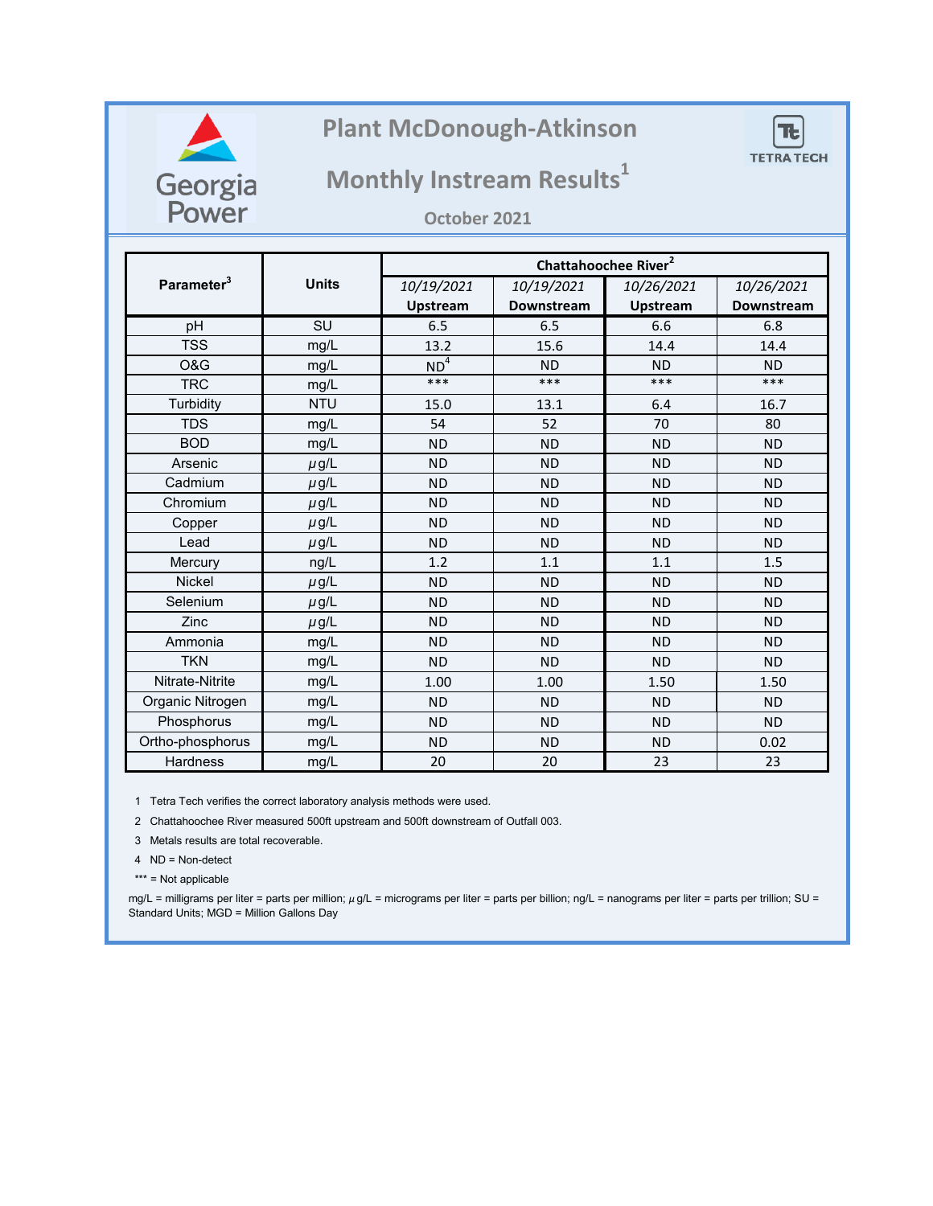# Plant McDonough-Atkinson

## Monthly Instream Results[1]

### October 2021

| Parameter[3] | Units | Chattahoochee River[2] | | | |
|---|---|---|---|---|---|
| | | *10/19/2021* Upstream | *10/19/2021* Downstream | *10/26/2021* Upstream | *10/26/2021* Downstream |
| pH | SU | 6.5 | 6.5 | 6.6 | 6.8 |
| TSS | mg/L | 13.2 | 15.6 | 14.4 | 14.4 |
| O&G | mg/L | ND[4] | ND | ND | ND |
| TRC | mg/L | *** | *** | *** | *** |
| Turbidity | NTU | 15.0 | 13.1 | 6.4 | 16.7 |
| TDS | mg/L | 54 | 52 | 70 | 80 |
| BOD | mg/L | ND | ND | ND | ND |
| Arsenic | μg/L | ND | ND | ND | ND |
| Cadmium | μg/L | ND | ND | ND | ND |
| Chromium | μg/L | ND | ND | ND | ND |
| Copper | μg/L | ND | ND | ND | ND |
| Lead | μg/L | ND | ND | ND | ND |
| Mercury | ng/L | 1.2 | 1.1 | 1.1 | 1.5 |
| Nickel | μg/L | ND | ND | ND | ND |
| Selenium | μg/L | ND | ND | ND | ND |
| Zinc | μg/L | ND | ND | ND | ND |
| Ammonia | mg/L | ND | ND | ND | ND |
| TKN | mg/L | ND | ND | ND | ND |
| Nitrate-Nitrite | mg/L | 1.00 | 1.00 | 1.50 | 1.50 |
| Organic Nitrogen | mg/L | ND | ND | ND | ND |
| Phosphorus | mg/L | ND | ND | ND | ND |
| Ortho-phosphorus | mg/L | ND | ND | ND | 0.02 |
| Hardness | mg/L | 20 | 20 | 23 | 23 |

1 Tetra Tech verifies the correct laboratory analysis methods were used.

2 Chattahoochee River measured 500ft upstream and 500ft downstream of Outfall 003.

3 Metals results are total recoverable.

4 ND = Non-detect

*** = Not applicable

mg/L = milligrams per liter = parts per million; μg/L = micrograms per liter = parts per billion; ng/L = nanograms per liter = parts per trillion; SU = Standard Units; MGD = Million Gallons Day